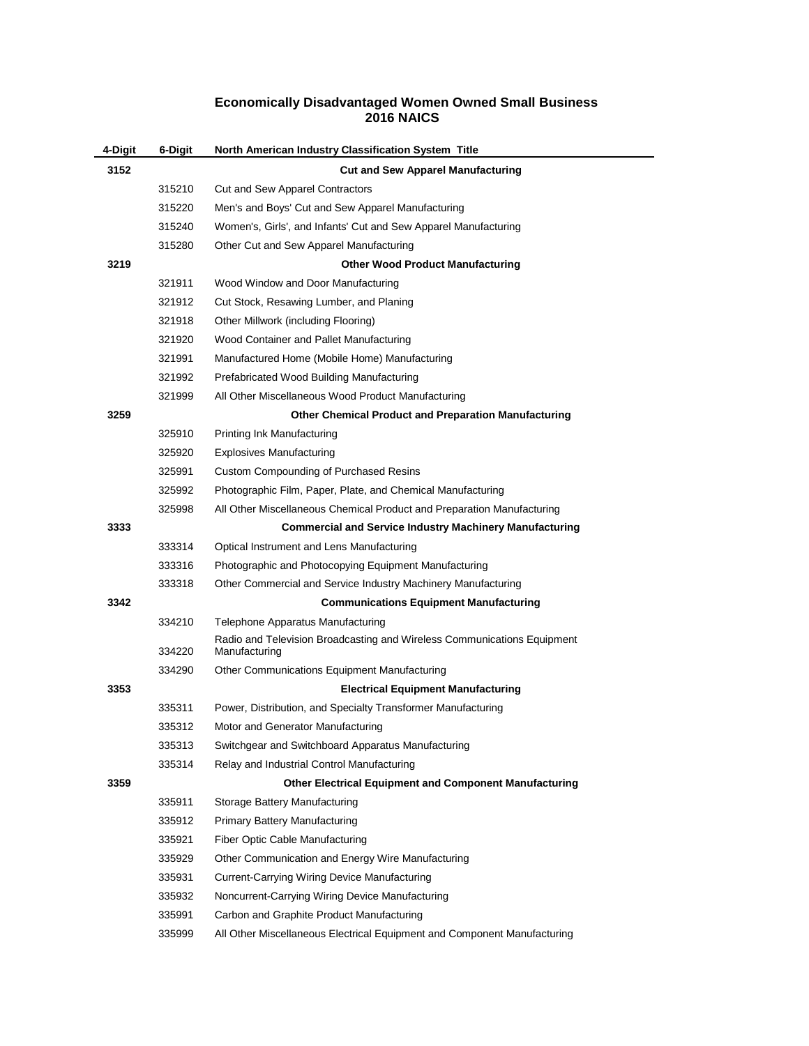# Economically Disadvantaged Women Owned Small Business
## 2016 NAICS

| 4-Digit | 6-Digit | North American Industry Classification System Title |
|---|---|---|
| **3152** | | **Cut and Sew Apparel Manufacturing** |
| | 315210 | Cut and Sew Apparel Contractors |
| | 315220 | Men's and Boys' Cut and Sew Apparel Manufacturing |
| | 315240 | Women's, Girls', and Infants' Cut and Sew Apparel Manufacturing |
| | 315280 | Other Cut and Sew Apparel Manufacturing |
| **3219** | | **Other Wood Product Manufacturing** |
| | 321911 | Wood Window and Door Manufacturing |
| | 321912 | Cut Stock, Resawing Lumber, and Planing |
| | 321918 | Other Millwork (including Flooring) |
| | 321920 | Wood Container and Pallet Manufacturing |
| | 321991 | Manufactured Home (Mobile Home) Manufacturing |
| | 321992 | Prefabricated Wood Building Manufacturing |
| | 321999 | All Other Miscellaneous Wood Product Manufacturing |
| **3259** | | **Other Chemical Product and Preparation Manufacturing** |
| | 325910 | Printing Ink Manufacturing |
| | 325920 | Explosives Manufacturing |
| | 325991 | Custom Compounding of Purchased Resins |
| | 325992 | Photographic Film, Paper, Plate, and Chemical Manufacturing |
| | 325998 | All Other Miscellaneous Chemical Product and Preparation Manufacturing |
| **3333** | | **Commercial and Service Industry Machinery Manufacturing** |
| | 333314 | Optical Instrument and Lens Manufacturing |
| | 333316 | Photographic and Photocopying Equipment Manufacturing |
| | 333318 | Other Commercial and Service Industry Machinery Manufacturing |
| **3342** | | **Communications Equipment Manufacturing** |
| | 334210 | Telephone Apparatus Manufacturing |
| | 334220 | Radio and Television Broadcasting and Wireless Communications Equipment Manufacturing |
| | 334290 | Other Communications Equipment Manufacturing |
| **3353** | | **Electrical Equipment Manufacturing** |
| | 335311 | Power, Distribution, and Specialty Transformer Manufacturing |
| | 335312 | Motor and Generator Manufacturing |
| | 335313 | Switchgear and Switchboard Apparatus Manufacturing |
| | 335314 | Relay and Industrial Control Manufacturing |
| **3359** | | **Other Electrical Equipment and Component Manufacturing** |
| | 335911 | Storage Battery Manufacturing |
| | 335912 | Primary Battery Manufacturing |
| | 335921 | Fiber Optic Cable Manufacturing |
| | 335929 | Other Communication and Energy Wire Manufacturing |
| | 335931 | Current-Carrying Wiring Device Manufacturing |
| | 335932 | Noncurrent-Carrying Wiring Device Manufacturing |
| | 335991 | Carbon and Graphite Product Manufacturing |
| | 335999 | All Other Miscellaneous Electrical Equipment and Component Manufacturing |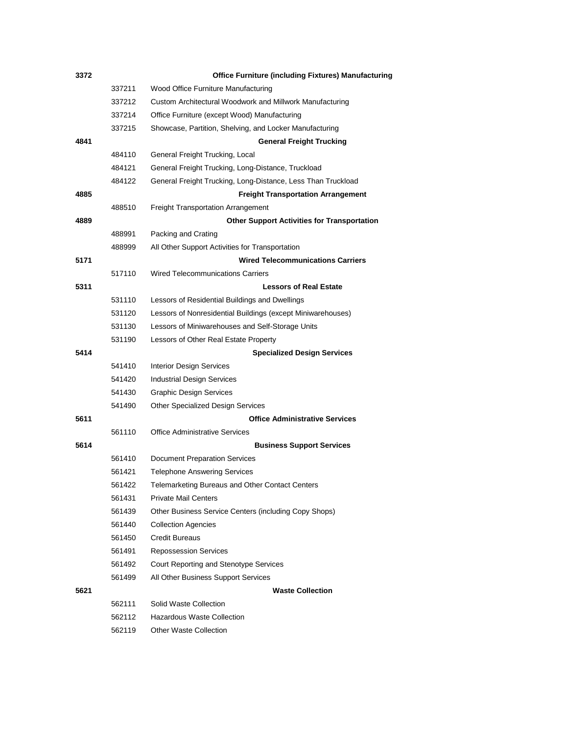| | | |
|---|---|---|
| **3372** | | **Office Furniture (including Fixtures) Manufacturing** |
| | 337211 | Wood Office Furniture Manufacturing |
| | 337212 | Custom Architectural Woodwork and Millwork Manufacturing |
| | 337214 | Office Furniture (except Wood) Manufacturing |
| | 337215 | Showcase, Partition, Shelving, and Locker Manufacturing |
| **4841** | | **General Freight Trucking** |
| | 484110 | General Freight Trucking, Local |
| | 484121 | General Freight Trucking, Long-Distance, Truckload |
| | 484122 | General Freight Trucking, Long-Distance, Less Than Truckload |
| **4885** | | **Freight Transportation Arrangement** |
| | 488510 | Freight Transportation Arrangement |
| **4889** | | **Other Support Activities for Transportation** |
| | 488991 | Packing and Crating |
| | 488999 | All Other Support Activities for Transportation |
| **5171** | | **Wired Telecommunications Carriers** |
| | 517110 | Wired Telecommunications Carriers |
| **5311** | | **Lessors of Real Estate** |
| | 531110 | Lessors of Residential Buildings and Dwellings |
| | 531120 | Lessors of Nonresidential Buildings (except Miniwarehouses) |
| | 531130 | Lessors of Miniwarehouses and Self-Storage Units |
| | 531190 | Lessors of Other Real Estate Property |
| **5414** | | **Specialized Design Services** |
| | 541410 | Interior Design Services |
| | 541420 | Industrial Design Services |
| | 541430 | Graphic Design Services |
| | 541490 | Other Specialized Design Services |
| **5611** | | **Office Administrative Services** |
| | 561110 | Office Administrative Services |
| **5614** | | **Business Support Services** |
| | 561410 | Document Preparation Services |
| | 561421 | Telephone Answering Services |
| | 561422 | Telemarketing Bureaus and Other Contact Centers |
| | 561431 | Private Mail Centers |
| | 561439 | Other Business Service Centers (including Copy Shops) |
| | 561440 | Collection Agencies |
| | 561450 | Credit Bureaus |
| | 561491 | Repossession Services |
| | 561492 | Court Reporting and Stenotype Services |
| | 561499 | All Other Business Support Services |
| **5621** | | **Waste Collection** |
| | 562111 | Solid Waste Collection |
| | 562112 | Hazardous Waste Collection |
| | 562119 | Other Waste Collection |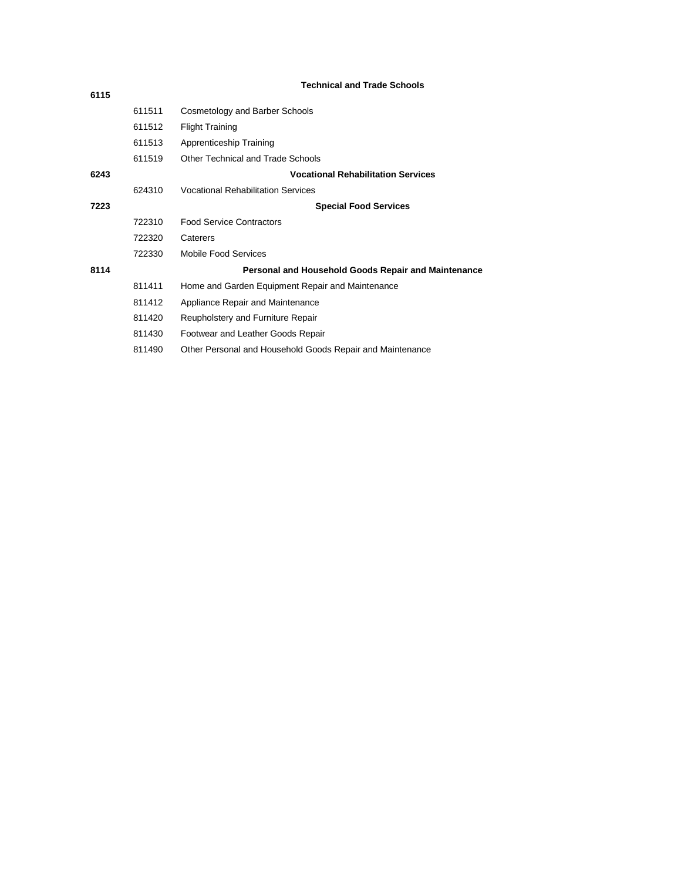| | | |
|---|---|---|
| **6115** | | **Technical and Trade Schools** |
| | 611511 | Cosmetology and Barber Schools |
| | 611512 | Flight Training |
| | 611513 | Apprenticeship Training |
| | 611519 | Other Technical and Trade Schools |
| **6243** | | **Vocational Rehabilitation Services** |
| | 624310 | Vocational Rehabilitation Services |
| **7223** | | **Special Food Services** |
| | 722310 | Food Service Contractors |
| | 722320 | Caterers |
| | 722330 | Mobile Food Services |
| **8114** | | **Personal and Household Goods Repair and Maintenance** |
| | 811411 | Home and Garden Equipment Repair and Maintenance |
| | 811412 | Appliance Repair and Maintenance |
| | 811420 | Reupholstery and Furniture Repair |
| | 811430 | Footwear and Leather Goods Repair |
| | 811490 | Other Personal and Household Goods Repair and Maintenance |